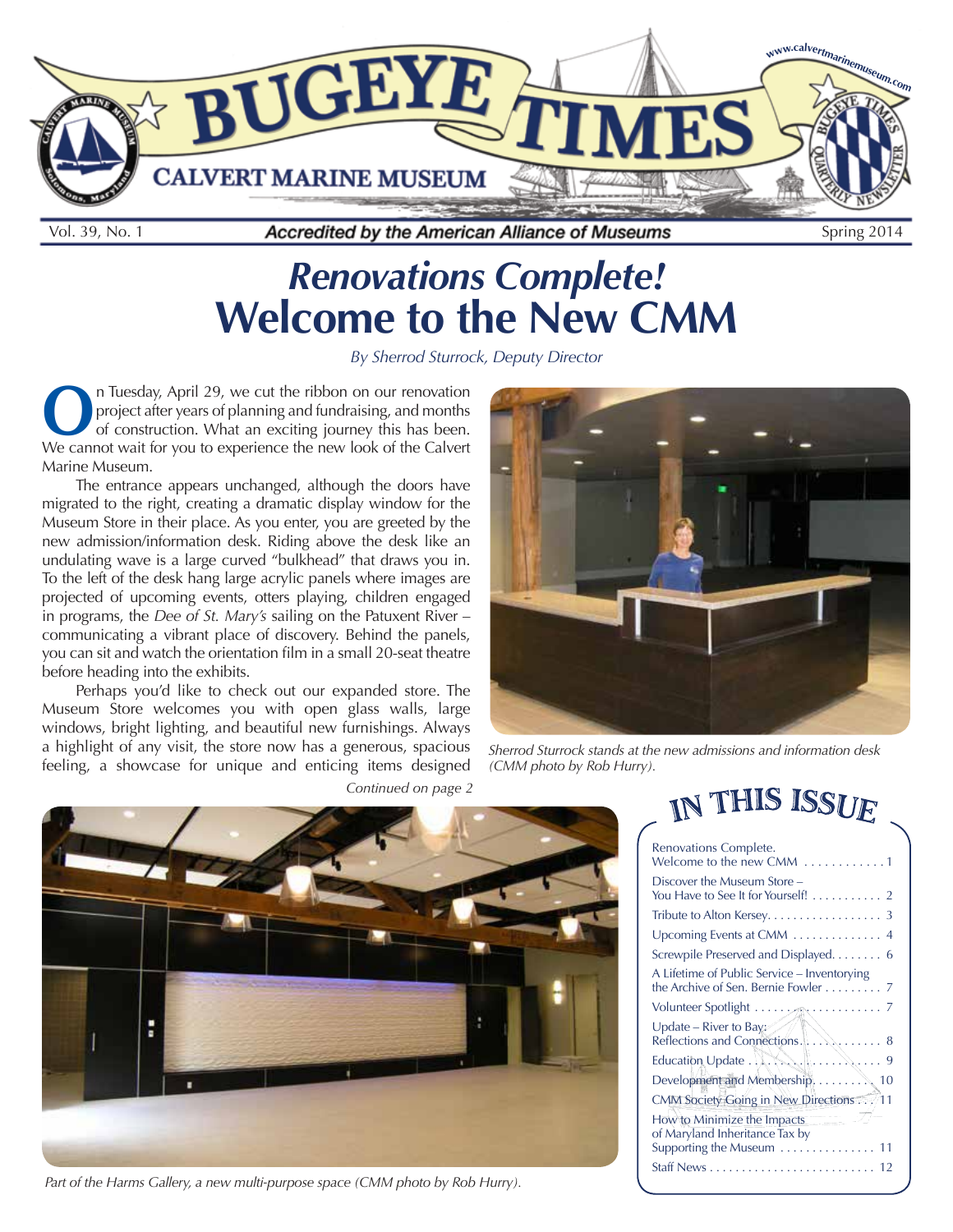# BUGEYE TIMES

CALVERT MARINE MUSEUM

www.calvertmarinemuseum.com

Vol. 39, No. 1 — Accredited by the American Alliance of Museums — Spring 2014

## *Renovations Complete!*
# Welcome to the New CMM

*By Sherrod Sturrock, Deputy Director*

On Tuesday, April 29, we cut the ribbon on our renovation project after years of planning and fundraising, and months of construction. What an exciting journey this has been. We cannot wait for you to experience the new look of the Calvert Marine Museum.

The entrance appears unchanged, although the doors have migrated to the right, creating a dramatic display window for the Museum Store in their place. As you enter, you are greeted by the new admission/information desk. Riding above the desk like an undulating wave is a large curved "bulkhead" that draws you in. To the left of the desk hang large acrylic panels where images are projected of upcoming events, otters playing, children engaged in programs, the *Dee of St. Mary's* sailing on the Patuxent River – communicating a vibrant place of discovery. Behind the panels, you can sit and watch the orientation film in a small 20-seat theatre before heading into the exhibits.

Perhaps you'd like to check out our expanded store. The Museum Store welcomes you with open glass walls, large windows, bright lighting, and beautiful new furnishings. Always a highlight of any visit, the store now has a generous, spacious feeling, a showcase for unique and enticing items designed

*Continued on page 2*

*Sherrod Sturrock stands at the new admissions and information desk (CMM photo by Rob Hurry).*

*Part of the Harms Gallery, a new multi-purpose space (CMM photo by Rob Hurry).*

## IN THIS ISSUE

- Renovations Complete. Welcome to the new CMM ............ 1
- Discover the Museum Store – You Have to See It for Yourself! ........... 2
- Tribute to Alton Kersey.................. 3
- Upcoming Events at CMM .............. 4
- Screwpile Preserved and Displayed........ 6
- A Lifetime of Public Service – Inventorying the Archive of Sen. Bernie Fowler ......... 7
- Volunteer Spotlight .................... 7
- Update – River to Bay: Reflections and Connections............. 8
- Education Update ...................... 9
- Development and Membership.......... 10
- CMM Society Going in New Directions ... 11
- How to Minimize the Impacts of Maryland Inheritance Tax by Supporting the Museum ............... 11
- Staff News .......................... 12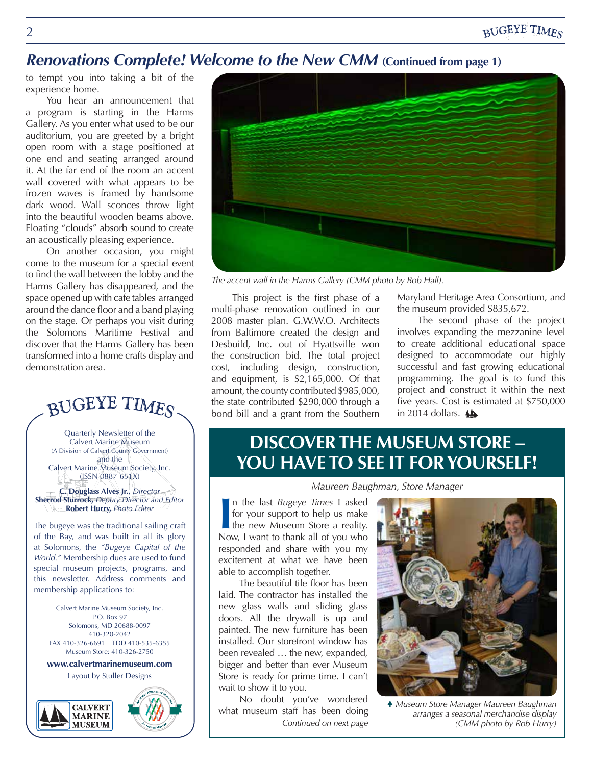## *Renovations Complete! Welcome to the New CMM* (Continued from page 1)

to tempt you into taking a bit of the experience home.

You hear an announcement that a program is starting in the Harms Gallery. As you enter what used to be our auditorium, you are greeted by a bright open room with a stage positioned at one end and seating arranged around it. At the far end of the room an accent wall covered with what appears to be frozen waves is framed by handsome dark wood. Wall sconces throw light into the beautiful wooden beams above. Floating "clouds" absorb sound to create an acoustically pleasing experience.

On another occasion, you might come to the museum for a special event to find the wall between the lobby and the Harms Gallery has disappeared, and the space opened up with cafe tables arranged around the dance floor and a band playing on the stage. Or perhaps you visit during the Solomons Maritime Festival and discover that the Harms Gallery has been transformed into a home crafts display and demonstration area.

*The accent wall in the Harms Gallery (CMM photo by Bob Hall).*

This project is the first phase of a multi-phase renovation outlined in our 2008 master plan. G.W.W.O. Architects from Baltimore created the design and Desbuild, Inc. out of Hyattsville won the construction bid. The total project cost, including design, construction, and equipment, is $2,165,000. Of that amount, the county contributed $985,000, the state contributed $290,000 through a bond bill and a grant from the Southern Maryland Heritage Area Consortium, and the museum provided $835,672.

The second phase of the project involves expanding the mezzanine level to create additional educational space designed to accommodate our highly successful and fast growing educational programming. The goal is to fund this project and construct it within the next five years. Cost is estimated at $750,000 in 2014 dollars.

---

**BUGEYE TIMES**

Quarterly Newsletter of the
Calvert Marine Museum
(A Division of Calvert County Government)
and the
Calvert Marine Museum Society, Inc.
(ISSN 0887-651X)

**C. Douglass Alves Jr.,** *Director*
**Sherrod Sturrock,** *Deputy Director and Editor*
**Robert Hurry,** *Photo Editor*

The bugeye was the traditional sailing craft of the Bay, and was built in all its glory at Solomons, the *"Bugeye Capital of the World."* Membership dues are used to fund special museum projects, programs, and this newsletter. Address comments and membership applications to:

Calvert Marine Museum Society, Inc.
P.O. Box 97
Solomons, MD 20688-0097
410-320-2042
FAX 410-326-6691 TDD 410-535-6355
Museum Store: 410-326-2750

**www.calvertmarinemuseum.com**

Layout by Stuller Designs

---

## DISCOVER THE MUSEUM STORE – YOU HAVE TO SEE IT FOR YOURSELF!

*Maureen Baughman, Store Manager*

In the last *Bugeye Times* I asked for your support to help us make the new Museum Store a reality. Now, I want to thank all of you who responded and share with you my excitement at what we have been able to accomplish together.

The beautiful tile floor has been laid. The contractor has installed the new glass walls and sliding glass doors. All the drywall is up and painted. The new furniture has been installed. Our storefront window has been revealed … the new, expanded, bigger and better than ever Museum Store is ready for prime time. I can't wait to show it to you.

No doubt you've wondered what museum staff has been doing

*Continued on next page*

*Museum Store Manager Maureen Baughman arranges a seasonal merchandise display (CMM photo by Rob Hurry)*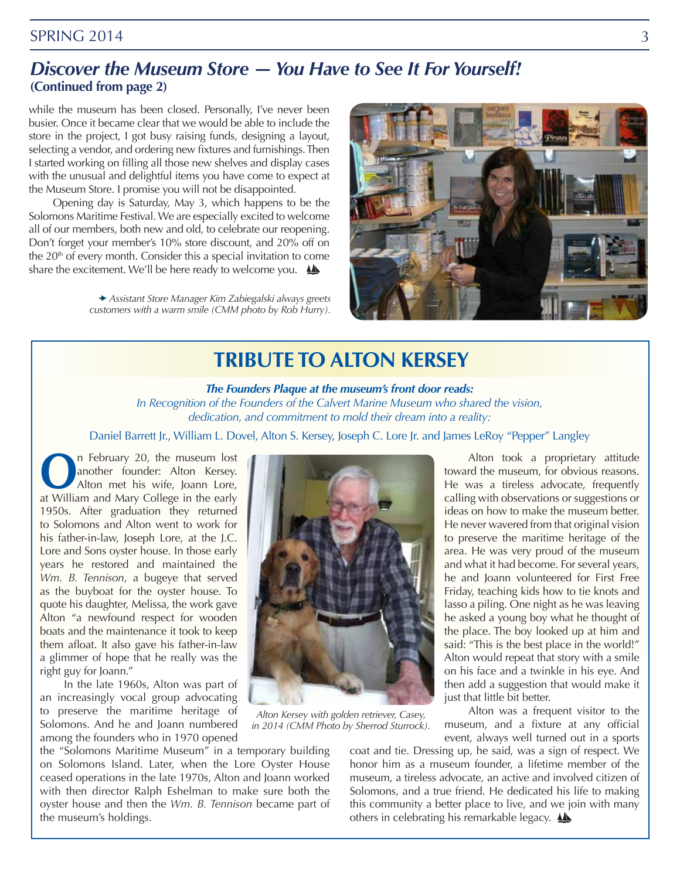## *Discover the Museum Store — You Have to See It For Yourself!*
**(Continued from page 2)**

while the museum has been closed. Personally, I've never been busier. Once it became clear that we would be able to include the store in the project, I got busy raising funds, designing a layout, selecting a vendor, and ordering new fixtures and furnishings. Then I started working on filling all those new shelves and display cases with the unusual and delightful items you have come to expect at the Museum Store. I promise you will not be disappointed.

Opening day is Saturday, May 3, which happens to be the Solomons Maritime Festival. We are especially excited to welcome all of our members, both new and old, to celebrate our reopening. Don't forget your member's 10% store discount, and 20% off on the 20th of every month. Consider this a special invitation to come share the excitement. We'll be here ready to welcome you.

*Assistant Store Manager Kim Zabiegalski always greets customers with a warm smile (CMM photo by Rob Hurry).*

# TRIBUTE TO ALTON KERSEY

***The Founders Plaque at the museum's front door reads:***

*In Recognition of the Founders of the Calvert Marine Museum who shared the vision, dedication, and commitment to mold their dream into a reality:*

Daniel Barrett Jr., William L. Dovel, Alton S. Kersey, Joseph C. Lore Jr. and James LeRoy "Pepper" Langley

On February 20, the museum lost another founder: Alton Kersey. Alton met his wife, Joann Lore, at William and Mary College in the early 1950s. After graduation they returned to Solomons and Alton went to work for his father-in-law, Joseph Lore, at the J.C. Lore and Sons oyster house. In those early years he restored and maintained the *Wm. B. Tennison*, a bugeye that served as the buyboat for the oyster house. To quote his daughter, Melissa, the work gave Alton "a newfound respect for wooden boats and the maintenance it took to keep them afloat. It also gave his father-in-law a glimmer of hope that he really was the right guy for Joann."

In the late 1960s, Alton was part of an increasingly vocal group advocating to preserve the maritime heritage of Solomons. And he and Joann numbered among the founders who in 1970 opened the "Solomons Maritime Museum" in a temporary building on Solomons Island. Later, when the Lore Oyster House ceased operations in the late 1970s, Alton and Joann worked with then director Ralph Eshelman to make sure both the oyster house and then the *Wm. B. Tennison* became part of the museum's holdings.

*Alton Kersey with golden retriever, Casey, in 2014 (CMM Photo by Sherrod Sturrock).*

Alton took a proprietary attitude toward the museum, for obvious reasons. He was a tireless advocate, frequently calling with observations or suggestions or ideas on how to make the museum better. He never wavered from that original vision to preserve the maritime heritage of the area. He was very proud of the museum and what it had become. For several years, he and Joann volunteered for First Free Friday, teaching kids how to tie knots and lasso a piling. One night as he was leaving he asked a young boy what he thought of the place. The boy looked up at him and said: "This is the best place in the world!" Alton would repeat that story with a smile on his face and a twinkle in his eye. And then add a suggestion that would make it just that little bit better.

Alton was a frequent visitor to the museum, and a fixture at any official event, always well turned out in a sports coat and tie. Dressing up, he said, was a sign of respect. We honor him as a museum founder, a lifetime member of the museum, a tireless advocate, an active and involved citizen of Solomons, and a true friend. He dedicated his life to making this community a better place to live, and we join with many others in celebrating his remarkable legacy.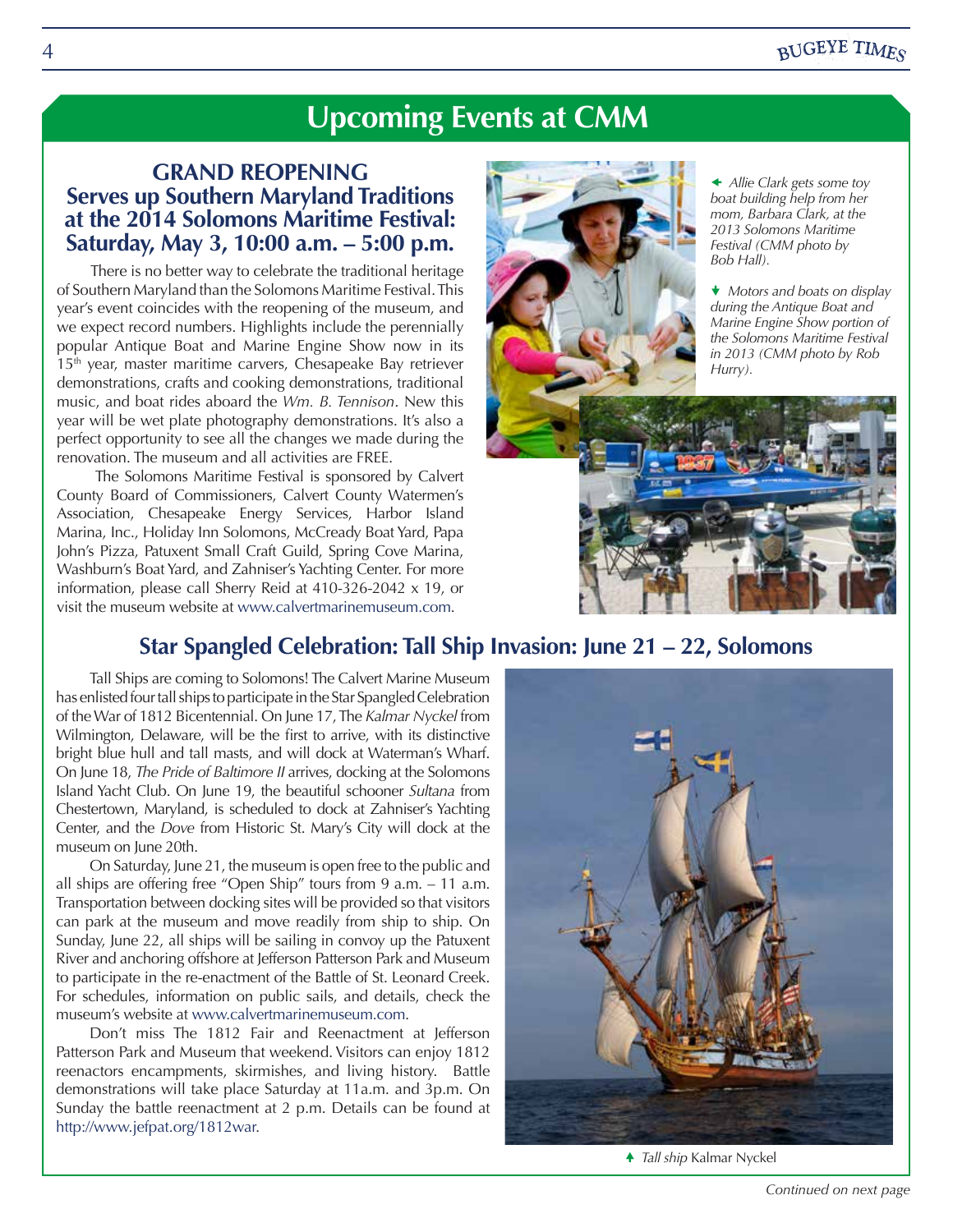# Upcoming Events at CMM

## GRAND REOPENING
## Serves up Southern Maryland Traditions at the 2014 Solomons Maritime Festival: Saturday, May 3, 10:00 a.m. – 5:00 p.m.

There is no better way to celebrate the traditional heritage of Southern Maryland than the Solomons Maritime Festival. This year's event coincides with the reopening of the museum, and we expect record numbers. Highlights include the perennially popular Antique Boat and Marine Engine Show now in its 15th year, master maritime carvers, Chesapeake Bay retriever demonstrations, crafts and cooking demonstrations, traditional music, and boat rides aboard the *Wm. B. Tennison*. New this year will be wet plate photography demonstrations. It's also a perfect opportunity to see all the changes we made during the renovation. The museum and all activities are FREE.

The Solomons Maritime Festival is sponsored by Calvert County Board of Commissioners, Calvert County Watermen's Association, Chesapeake Energy Services, Harbor Island Marina, Inc., Holiday Inn Solomons, McCready Boat Yard, Papa John's Pizza, Patuxent Small Craft Guild, Spring Cove Marina, Washburn's Boat Yard, and Zahniser's Yachting Center. For more information, please call Sherry Reid at 410-326-2042 x 19, or visit the museum website at www.calvertmarinemuseum.com.

*Allie Clark gets some toy boat building help from her mom, Barbara Clark, at the 2013 Solomons Maritime Festival (CMM photo by Bob Hall).*

*Motors and boats on display during the Antique Boat and Marine Engine Show portion of the Solomons Maritime Festival in 2013 (CMM photo by Rob Hurry).*

## Star Spangled Celebration: Tall Ship Invasion: June 21 – 22, Solomons

Tall Ships are coming to Solomons! The Calvert Marine Museum has enlisted four tall ships to participate in the Star Spangled Celebration of the War of 1812 Bicentennial. On June 17, The *Kalmar Nyckel* from Wilmington, Delaware, will be the first to arrive, with its distinctive bright blue hull and tall masts, and will dock at Waterman's Wharf. On June 18, *The Pride of Baltimore II* arrives, docking at the Solomons Island Yacht Club. On June 19, the beautiful schooner *Sultana* from Chestertown, Maryland, is scheduled to dock at Zahniser's Yachting Center, and the *Dove* from Historic St. Mary's City will dock at the museum on June 20th.

On Saturday, June 21, the museum is open free to the public and all ships are offering free "Open Ship" tours from 9 a.m. – 11 a.m. Transportation between docking sites will be provided so that visitors can park at the museum and move readily from ship to ship. On Sunday, June 22, all ships will be sailing in convoy up the Patuxent River and anchoring offshore at Jefferson Patterson Park and Museum to participate in the re-enactment of the Battle of St. Leonard Creek. For schedules, information on public sails, and details, check the museum's website at www.calvertmarinemuseum.com.

Don't miss The 1812 Fair and Reenactment at Jefferson Patterson Park and Museum that weekend. Visitors can enjoy 1812 reenactors encampments, skirmishes, and living history. Battle demonstrations will take place Saturday at 11a.m. and 3p.m. On Sunday the battle reenactment at 2 p.m. Details can be found at http://www.jefpat.org/1812war.

*Tall ship* Kalmar Nyckel

*Continued on next page*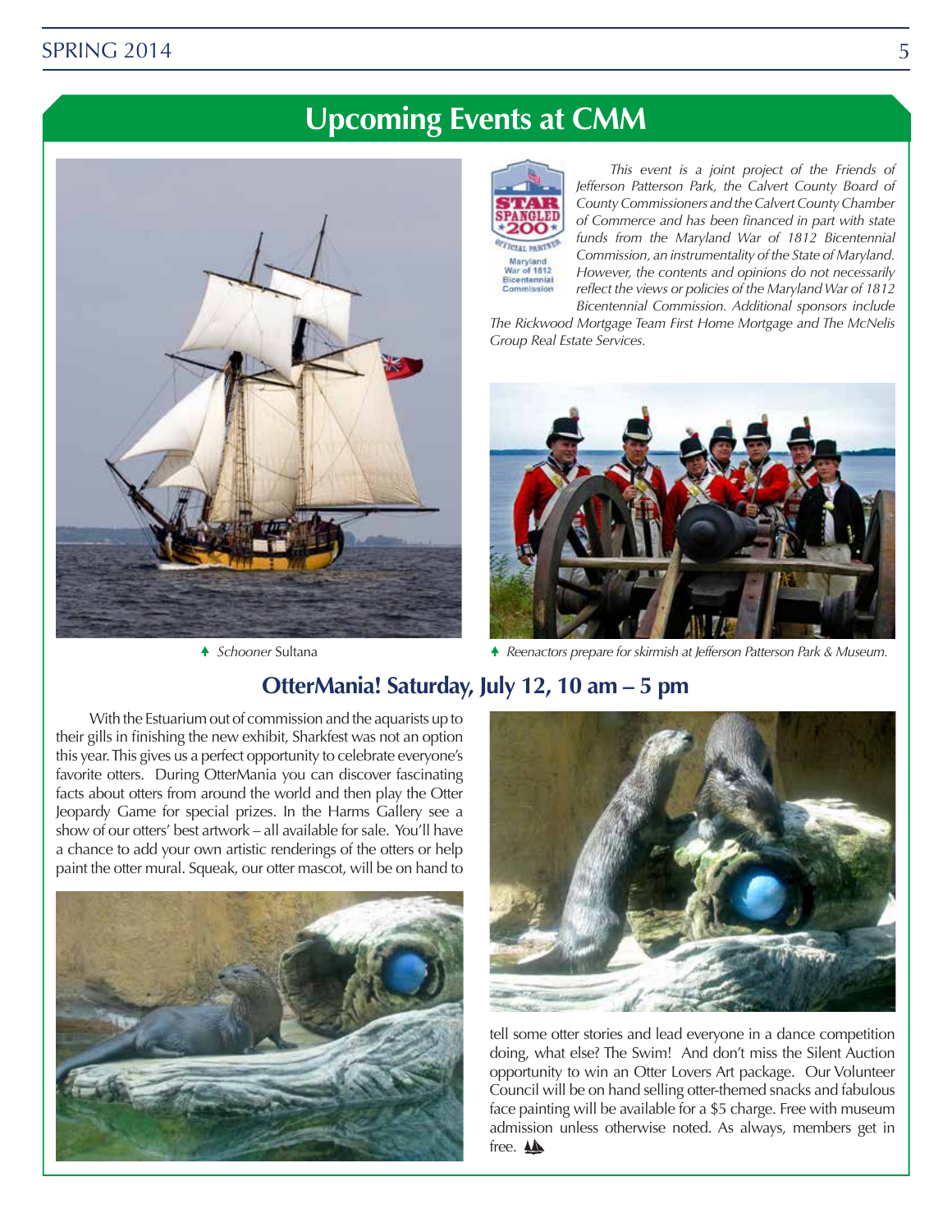# Upcoming Events at CMM

*This event is a joint project of the Friends of Jefferson Patterson Park, the Calvert County Board of County Commissioners and the Calvert County Chamber of Commerce and has been financed in part with state funds from the Maryland War of 1812 Bicentennial Commission, an instrumentality of the State of Maryland. However, the contents and opinions do not necessarily reflect the views or policies of the Maryland War of 1812 Bicentennial Commission. Additional sponsors include The Rickwood Mortgage Team First Home Mortgage and The McNelis Group Real Estate Services.*

*Schooner* Sultana

*Reenactors prepare for skirmish at Jefferson Patterson Park & Museum.*

## OtterMania! Saturday, July 12, 10 am – 5 pm

With the Estuarium out of commission and the aquarists up to their gills in finishing the new exhibit, Sharkfest was not an option this year. This gives us a perfect opportunity to celebrate everyone's favorite otters. During OtterMania you can discover fascinating facts about otters from around the world and then play the Otter Jeopardy Game for special prizes. In the Harms Gallery see a show of our otters' best artwork – all available for sale. You'll have a chance to add your own artistic renderings of the otters or help paint the otter mural. Squeak, our otter mascot, will be on hand to tell some otter stories and lead everyone in a dance competition doing, what else? The Swim! And don't miss the Silent Auction opportunity to win an Otter Lovers Art package. Our Volunteer Council will be on hand selling otter-themed snacks and fabulous face painting will be available for a $5 charge. Free with museum admission unless otherwise noted. As always, members get in free.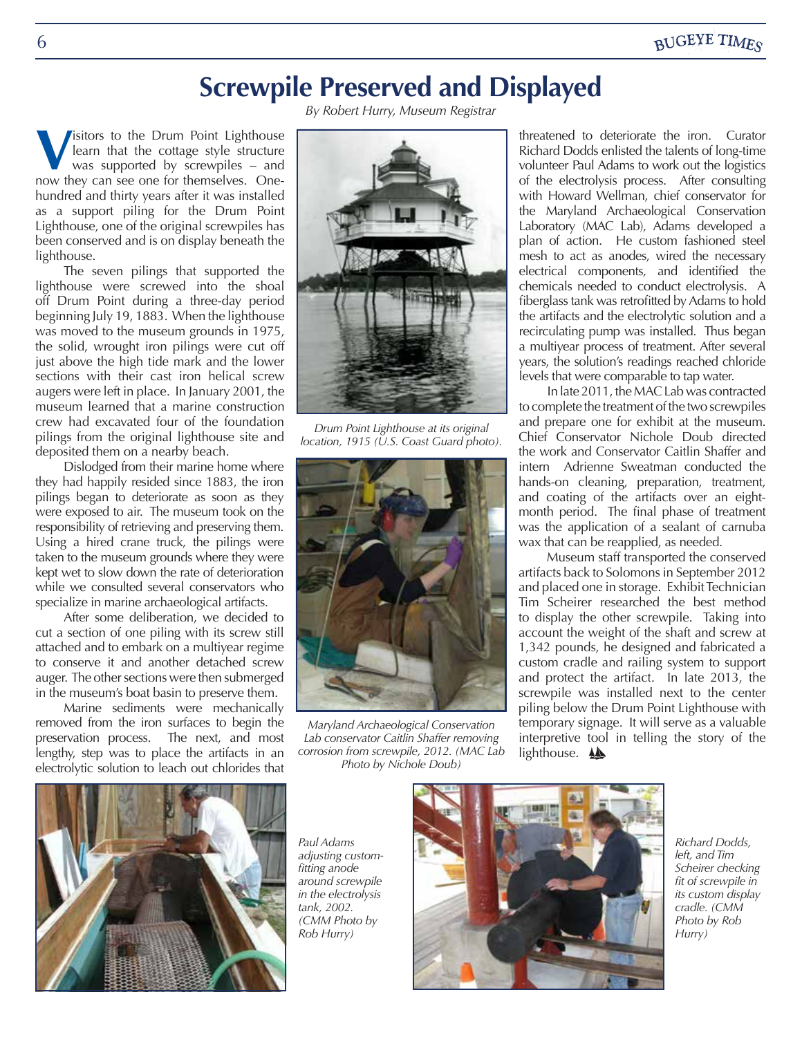# Screwpile Preserved and Displayed

*By Robert Hurry, Museum Registrar*

Visitors to the Drum Point Lighthouse learn that the cottage style structure was supported by screwpiles – and now they can see one for themselves. One-hundred and thirty years after it was installed as a support piling for the Drum Point Lighthouse, one of the original screwpiles has been conserved and is on display beneath the lighthouse.

The seven pilings that supported the lighthouse were screwed into the shoal off Drum Point during a three-day period beginning July 19, 1883. When the lighthouse was moved to the museum grounds in 1975, the solid, wrought iron pilings were cut off just above the high tide mark and the lower sections with their cast iron helical screw augers were left in place. In January 2001, the museum learned that a marine construction crew had excavated four of the foundation pilings from the original lighthouse site and deposited them on a nearby beach.

Dislodged from their marine home where they had happily resided since 1883, the iron pilings began to deteriorate as soon as they were exposed to air. The museum took on the responsibility of retrieving and preserving them. Using a hired crane truck, the pilings were taken to the museum grounds where they were kept wet to slow down the rate of deterioration while we consulted several conservators who specialize in marine archaeological artifacts.

After some deliberation, we decided to cut a section of one piling with its screw still attached and to embark on a multiyear regime to conserve it and another detached screw auger. The other sections were then submerged in the museum's boat basin to preserve them.

Marine sediments were mechanically removed from the iron surfaces to begin the preservation process. The next, and most lengthy, step was to place the artifacts in an electrolytic solution to leach out chlorides that threatened to deteriorate the iron. Curator Richard Dodds enlisted the talents of long-time volunteer Paul Adams to work out the logistics of the electrolysis process. After consulting with Howard Wellman, chief conservator for the Maryland Archaeological Conservation Laboratory (MAC Lab), Adams developed a plan of action. He custom fashioned steel mesh to act as anodes, wired the necessary electrical components, and identified the chemicals needed to conduct electrolysis. A fiberglass tank was retrofitted by Adams to hold the artifacts and the electrolytic solution and a recirculating pump was installed. Thus began a multiyear process of treatment. After several years, the solution's readings reached chloride levels that were comparable to tap water.

*Drum Point Lighthouse at its original location, 1915 (U.S. Coast Guard photo).*

*Maryland Archaeological Conservation Lab conservator Caitlin Shaffer removing corrosion from screwpile, 2012. (MAC Lab Photo by Nichole Doub)*

In late 2011, the MAC Lab was contracted to complete the treatment of the two screwpiles and prepare one for exhibit at the museum. Chief Conservator Nichole Doub directed the work and Conservator Caitlin Shaffer and intern Adrienne Sweatman conducted the hands-on cleaning, preparation, treatment, and coating of the artifacts over an eight-month period. The final phase of treatment was the application of a sealant of carnuba wax that can be reapplied, as needed.

Museum staff transported the conserved artifacts back to Solomons in September 2012 and placed one in storage. Exhibit Technician Tim Scheirer researched the best method to display the other screwpile. Taking into account the weight of the shaft and screw at 1,342 pounds, he designed and fabricated a custom cradle and railing system to support and protect the artifact. In late 2013, the screwpile was installed next to the center piling below the Drum Point Lighthouse with temporary signage. It will serve as a valuable interpretive tool in telling the story of the lighthouse.

*Paul Adams adjusting custom-fitting anode around screwpile in the electrolysis tank, 2002. (CMM Photo by Rob Hurry)*

*Richard Dodds, left, and Tim Scheirer checking fit of screwpile in its custom display cradle. (CMM Photo by Rob Hurry)*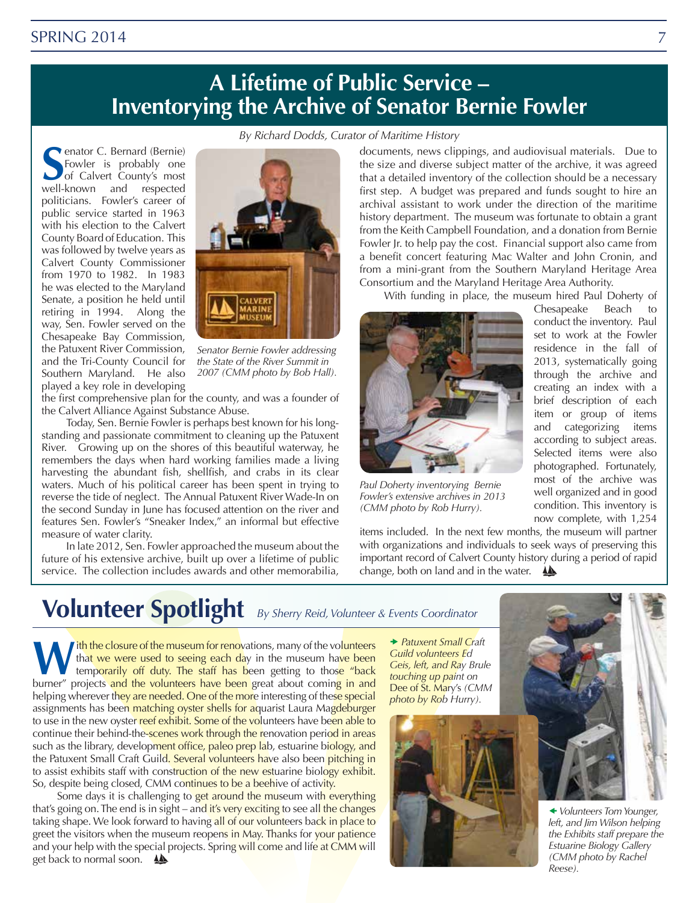# A Lifetime of Public Service – Inventorying the Archive of Senator Bernie Fowler

*By Richard Dodds, Curator of Maritime History*

Senator C. Bernard (Bernie) Fowler is probably one of Calvert County's most well-known and respected politicians. Fowler's career of public service started in 1963 with his election to the Calvert County Board of Education. This was followed by twelve years as Calvert County Commissioner from 1970 to 1982. In 1983 he was elected to the Maryland Senate, a position he held until retiring in 1994. Along the way, Sen. Fowler served on the Chesapeake Bay Commission, the Patuxent River Commission, and the Tri-County Council for Southern Maryland. He also played a key role in developing the first comprehensive plan for the county, and was a founder of the Calvert Alliance Against Substance Abuse.

*Senator Bernie Fowler addressing the State of the River Summit in 2007 (CMM photo by Bob Hall).*

Today, Sen. Bernie Fowler is perhaps best known for his long-standing and passionate commitment to cleaning up the Patuxent River. Growing up on the shores of this beautiful waterway, he remembers the days when hard working families made a living harvesting the abundant fish, shellfish, and crabs in its clear waters. Much of his political career has been spent in trying to reverse the tide of neglect. The Annual Patuxent River Wade-In on the second Sunday in June has focused attention on the river and features Sen. Fowler's "Sneaker Index," an informal but effective measure of water clarity.

In late 2012, Sen. Fowler approached the museum about the future of his extensive archive, built up over a lifetime of public service. The collection includes awards and other memorabilia, documents, news clippings, and audiovisual materials. Due to the size and diverse subject matter of the archive, it was agreed that a detailed inventory of the collection should be a necessary first step. A budget was prepared and funds sought to hire an archival assistant to work under the direction of the maritime history department. The museum was fortunate to obtain a grant from the Keith Campbell Foundation, and a donation from Bernie Fowler Jr. to help pay the cost. Financial support also came from a benefit concert featuring Mac Walter and John Cronin, and from a mini-grant from the Southern Maryland Heritage Area Consortium and the Maryland Heritage Area Authority.

With funding in place, the museum hired Paul Doherty of Chesapeake Beach to conduct the inventory. Paul set to work at the Fowler residence in the fall of 2013, systematically going through the archive and creating an index with a brief description of each item or group of items and categorizing items according to subject areas. Selected items were also photographed. Fortunately, most of the archive was well organized and in good condition. This inventory is now complete, with 1,254 items included. In the next few months, the museum will partner with organizations and individuals to seek ways of preserving this important record of Calvert County history during a period of rapid change, both on land and in the water.

*Paul Doherty inventorying Bernie Fowler's extensive archives in 2013 (CMM photo by Rob Hurry).*

# Volunteer Spotlight

*By Sherry Reid, Volunteer & Events Coordinator*

With the closure of the museum for renovations, many of the volunteers that we were used to seeing each day in the museum have been temporarily off duty. The staff has been getting to those "back burner" projects and the volunteers have been great about coming in and helping wherever they are needed. One of the more interesting of these special assignments has been matching oyster shells for aquarist Laura Magdeburger to use in the new oyster reef exhibit. Some of the volunteers have been able to continue their behind-the-scenes work through the renovation period in areas such as the library, development office, paleo prep lab, estuarine biology, and the Patuxent Small Craft Guild. Several volunteers have also been pitching in to assist exhibits staff with construction of the new estuarine biology exhibit. So, despite being closed, CMM continues to be a beehive of activity.

Some days it is challenging to get around the museum with everything that's going on. The end is in sight – and it's very exciting to see all the changes taking shape. We look forward to having all of our volunteers back in place to greet the visitors when the museum reopens in May. Thanks for your patience and your help with the special projects. Spring will come and life at CMM will get back to normal soon.

*→ Patuxent Small Craft Guild volunteers Ed Geis, left, and Ray Brule touching up paint on Dee of St. Mary's (CMM photo by Rob Hurry).*

*← Volunteers Tom Younger, left, and Jim Wilson helping the Exhibits staff prepare the Estuarine Biology Gallery (CMM photo by Rachel Reese).*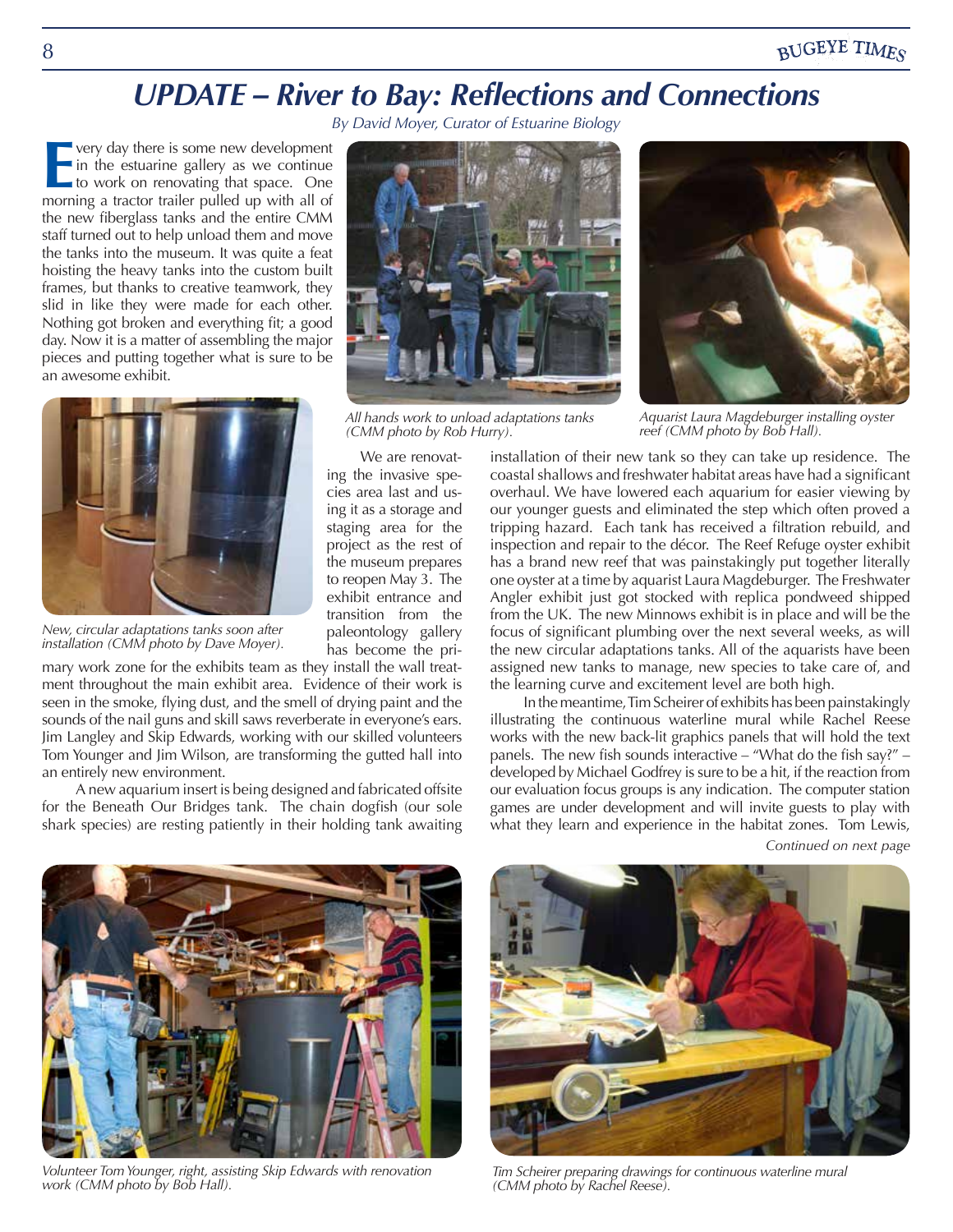# UPDATE – River to Bay: Reflections and Connections

*By David Moyer, Curator of Estuarine Biology*

Every day there is some new development in the estuarine gallery as we continue to work on renovating that space. One morning a tractor trailer pulled up with all of the new fiberglass tanks and the entire CMM staff turned out to help unload them and move the tanks into the museum. It was quite a feat hoisting the heavy tanks into the custom built frames, but thanks to creative teamwork, they slid in like they were made for each other. Nothing got broken and everything fit; a good day. Now it is a matter of assembling the major pieces and putting together what is sure to be an awesome exhibit.

*New, circular adaptations tanks soon after installation (CMM photo by Dave Moyer).*

*All hands work to unload adaptations tanks (CMM photo by Rob Hurry).*

*Aquarist Laura Magdeburger installing oyster reef (CMM photo by Bob Hall).*

We are renovating the invasive species area last and using it as a storage and staging area for the project as the rest of the museum prepares to reopen May 3. The exhibit entrance and transition from the paleontology gallery has become the primary work zone for the exhibits team as they install the wall treatment throughout the main exhibit area. Evidence of their work is seen in the smoke, flying dust, and the smell of drying paint and the sounds of the nail guns and skill saws reverberate in everyone's ears. Jim Langley and Skip Edwards, working with our skilled volunteers Tom Younger and Jim Wilson, are transforming the gutted hall into an entirely new environment.

A new aquarium insert is being designed and fabricated offsite for the Beneath Our Bridges tank. The chain dogfish (our sole shark species) are resting patiently in their holding tank awaiting installation of their new tank so they can take up residence. The coastal shallows and freshwater habitat areas have had a significant overhaul. We have lowered each aquarium for easier viewing by our younger guests and eliminated the step which often proved a tripping hazard. Each tank has received a filtration rebuild, and inspection and repair to the décor. The Reef Refuge oyster exhibit has a brand new reef that was painstakingly put together literally one oyster at a time by aquarist Laura Magdeburger. The Freshwater Angler exhibit just got stocked with replica pondweed shipped from the UK. The new Minnows exhibit is in place and will be the focus of significant plumbing over the next several weeks, as will the new circular adaptations tanks. All of the aquarists have been assigned new tanks to manage, new species to take care of, and the learning curve and excitement level are both high.

In the meantime, Tim Scheirer of exhibits has been painstakingly illustrating the continuous waterline mural while Rachel Reese works with the new back-lit graphics panels that will hold the text panels. The new fish sounds interactive – "What do the fish say?" – developed by Michael Godfrey is sure to be a hit, if the reaction from our evaluation focus groups is any indication. The computer station games are under development and will invite guests to play with what they learn and experience in the habitat zones. Tom Lewis,

*Continued on next page*

*Volunteer Tom Younger, right, assisting Skip Edwards with renovation work (CMM photo by Bob Hall).*

*Tim Scheirer preparing drawings for continuous waterline mural (CMM photo by Rachel Reese).*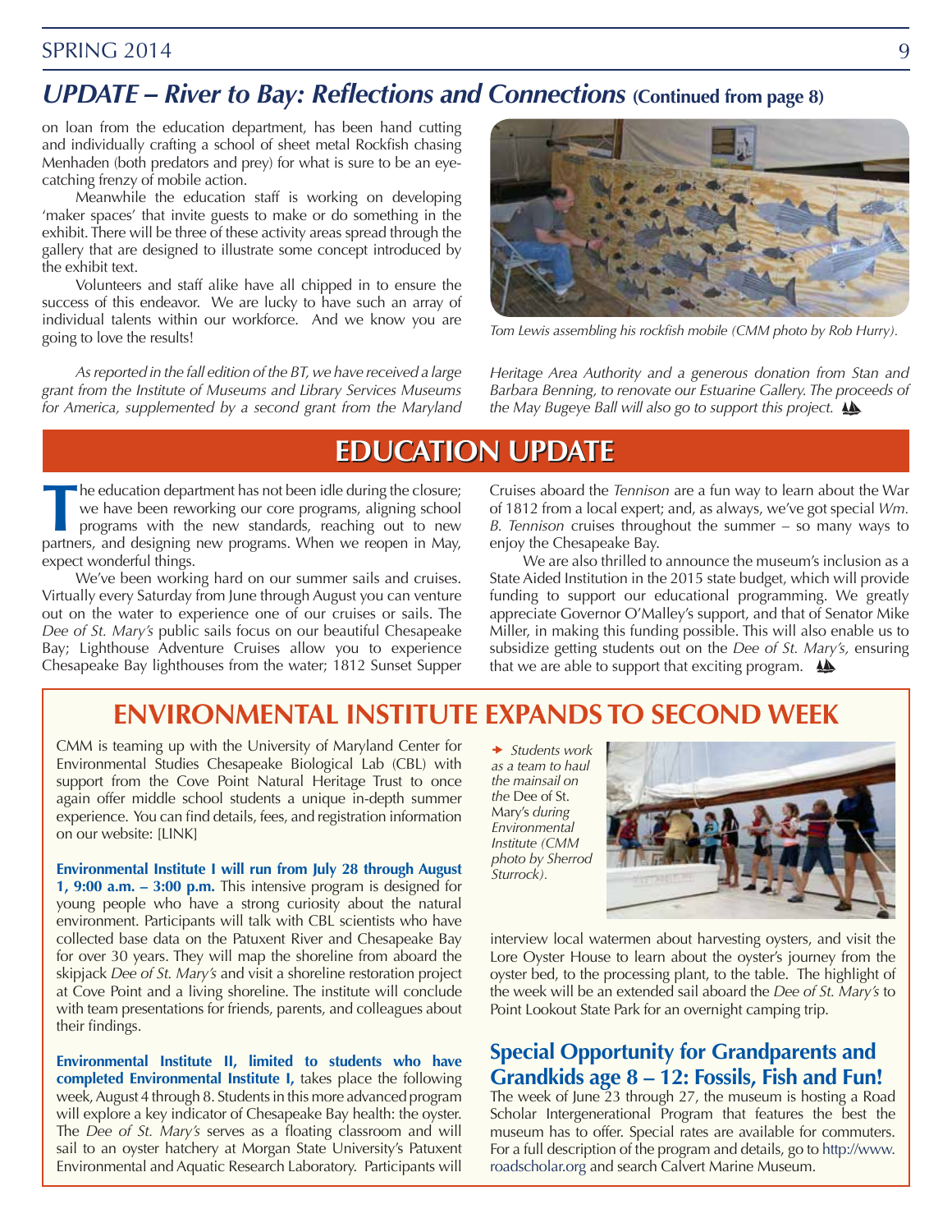## *UPDATE – River to Bay: Reflections and Connections* (Continued from page 8)

on loan from the education department, has been hand cutting and individually crafting a school of sheet metal Rockfish chasing Menhaden (both predators and prey) for what is sure to be an eye-catching frenzy of mobile action.

Meanwhile the education staff is working on developing 'maker spaces' that invite guests to make or do something in the exhibit. There will be three of these activity areas spread through the gallery that are designed to illustrate some concept introduced by the exhibit text.

Volunteers and staff alike have all chipped in to ensure the success of this endeavor. We are lucky to have such an array of individual talents within our workforce. And we know you are going to love the results!

*Tom Lewis assembling his rockfish mobile (CMM photo by Rob Hurry).*

*As reported in the fall edition of the BT, we have received a large grant from the Institute of Museums and Library Services Museums for America, supplemented by a second grant from the Maryland Heritage Area Authority and a generous donation from Stan and Barbara Benning, to renovate our Estuarine Gallery. The proceeds of the May Bugeye Ball will also go to support this project.*

## EDUCATION UPDATE

The education department has not been idle during the closure; we have been reworking our core programs, aligning school programs with the new standards, reaching out to new partners, and designing new programs. When we reopen in May, expect wonderful things.

We've been working hard on our summer sails and cruises. Virtually every Saturday from June through August you can venture out on the water to experience one of our cruises or sails. The *Dee of St. Mary's* public sails focus on our beautiful Chesapeake Bay; Lighthouse Adventure Cruises allow you to experience Chesapeake Bay lighthouses from the water; 1812 Sunset Supper Cruises aboard the *Tennison* are a fun way to learn about the War of 1812 from a local expert; and, as always, we've got special *Wm. B. Tennison* cruises throughout the summer – so many ways to enjoy the Chesapeake Bay.

We are also thrilled to announce the museum's inclusion as a State Aided Institution in the 2015 state budget, which will provide funding to support our educational programming. We greatly appreciate Governor O'Malley's support, and that of Senator Mike Miller, in making this funding possible. This will also enable us to subsidize getting students out on the *Dee of St. Mary's,* ensuring that we are able to support that exciting program.

## ENVIRONMENTAL INSTITUTE EXPANDS TO SECOND WEEK

CMM is teaming up with the University of Maryland Center for Environmental Studies Chesapeake Biological Lab (CBL) with support from the Cove Point Natural Heritage Trust to once again offer middle school students a unique in-depth summer experience. You can find details, fees, and registration information on our website: [LINK]

**Environmental Institute I will run from July 28 through August 1, 9:00 a.m. – 3:00 p.m.** This intensive program is designed for young people who have a strong curiosity about the natural environment. Participants will talk with CBL scientists who have collected base data on the Patuxent River and Chesapeake Bay for over 30 years. They will map the shoreline from aboard the skipjack *Dee of St. Mary's* and visit a shoreline restoration project at Cove Point and a living shoreline. The institute will conclude with team presentations for friends, parents, and colleagues about their findings.

**Environmental Institute II, limited to students who have completed Environmental Institute I,** takes place the following week, August 4 through 8. Students in this more advanced program will explore a key indicator of Chesapeake Bay health: the oyster. The *Dee of St. Mary's* serves as a floating classroom and will sail to an oyster hatchery at Morgan State University's Patuxent Environmental and Aquatic Research Laboratory. Participants will interview local watermen about harvesting oysters, and visit the Lore Oyster House to learn about the oyster's journey from the oyster bed, to the processing plant, to the table. The highlight of the week will be an extended sail aboard the *Dee of St. Mary's* to Point Lookout State Park for an overnight camping trip.

*Students work as a team to haul the mainsail on the* Dee of St. Mary's *during Environmental Institute (CMM photo by Sherrod Sturrock).*

### Special Opportunity for Grandparents and Grandkids age 8 – 12: Fossils, Fish and Fun!

The week of June 23 through 27, the museum is hosting a Road Scholar Intergenerational Program that features the best the museum has to offer. Special rates are available for commuters. For a full description of the program and details, go to http://www.roadscholar.org and search Calvert Marine Museum.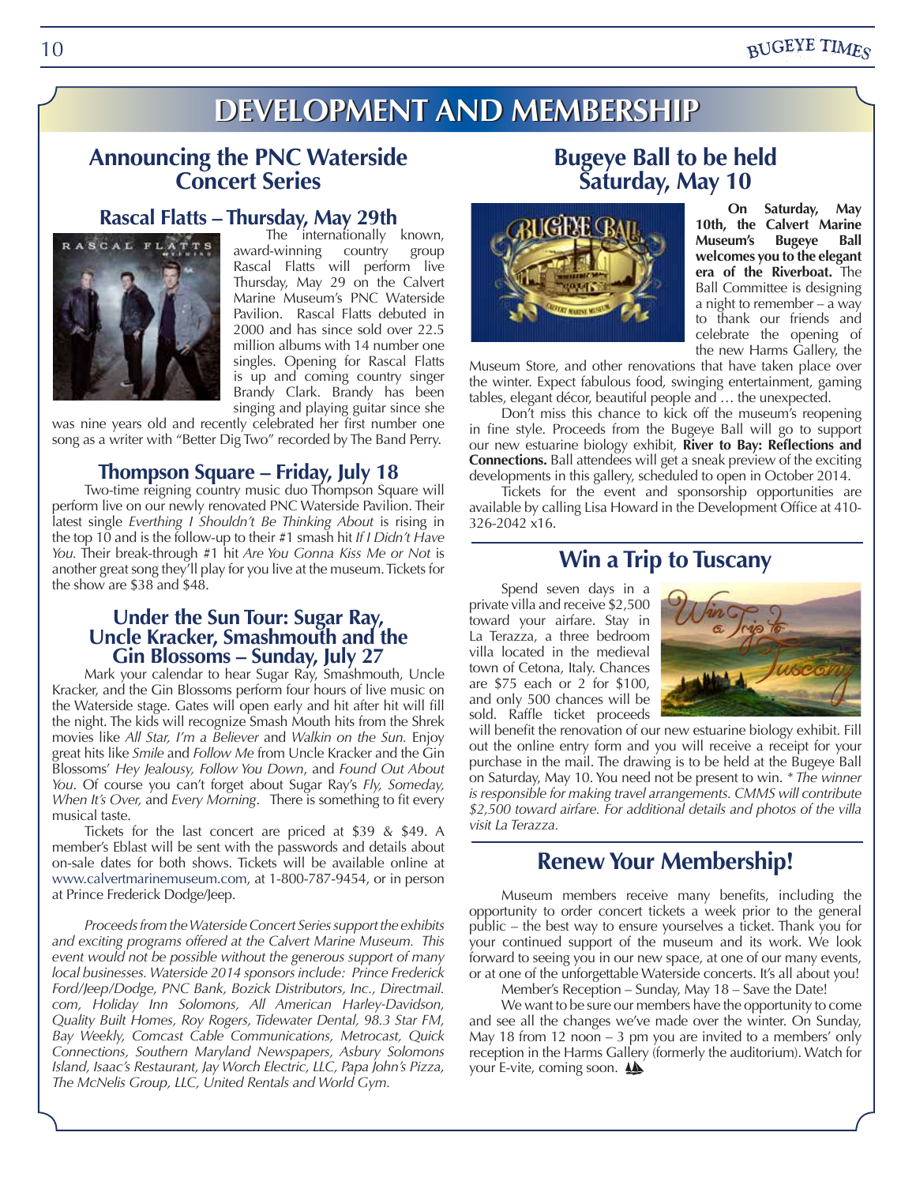# DEVELOPMENT AND MEMBERSHIP

## Announcing the PNC Waterside Concert Series

### Rascal Flatts – Thursday, May 29th

The internationally known, award-winning country group Rascal Flatts will perform live Thursday, May 29 on the Calvert Marine Museum's PNC Waterside Pavilion. Rascal Flatts debuted in 2000 and has since sold over 22.5 million albums with 14 number one singles. Opening for Rascal Flatts is up and coming country singer Brandy Clark. Brandy has been singing and playing guitar since she was nine years old and recently celebrated her first number one song as a writer with "Better Dig Two" recorded by The Band Perry.

### Thompson Square – Friday, July 18

Two-time reigning country music duo Thompson Square will perform live on our newly renovated PNC Waterside Pavilion. Their latest single *Everthing I Shouldn't Be Thinking About* is rising in the top 10 and is the follow-up to their #1 smash hit *If I Didn't Have You.* Their break-through #1 hit *Are You Gonna Kiss Me or Not* is another great song they'll play for you live at the museum. Tickets for the show are $38 and $48.

### Under the Sun Tour: Sugar Ray, Uncle Kracker, Smashmouth and the Gin Blossoms – Sunday, July 27

Mark your calendar to hear Sugar Ray, Smashmouth, Uncle Kracker, and the Gin Blossoms perform four hours of live music on the Waterside stage. Gates will open early and hit after hit will fill the night. The kids will recognize Smash Mouth hits from the Shrek movies like *All Star, I'm a Believer* and *Walkin on the Sun.* Enjoy great hits like *Smile* and *Follow Me* from Uncle Kracker and the Gin Blossoms' *Hey Jealousy, Follow You Down*, and *Found Out About You*. Of course you can't forget about Sugar Ray's *Fly, Someday, When It's Over,* and *Every Morning*. There is something to fit every musical taste.

Tickets for the last concert are priced at $39 & $49. A member's Eblast will be sent with the passwords and details about on-sale dates for both shows. Tickets will be available online at www.calvertmarinemuseum.com, at 1-800-787-9454, or in person at Prince Frederick Dodge/Jeep.

*Proceeds from the Waterside Concert Series support the exhibits and exciting programs offered at the Calvert Marine Museum. This event would not be possible without the generous support of many local businesses. Waterside 2014 sponsors include: Prince Frederick Ford/Jeep/Dodge, PNC Bank, Bozick Distributors, Inc., Directmail.com, Holiday Inn Solomons, All American Harley-Davidson, Quality Built Homes, Roy Rogers, Tidewater Dental, 98.3 Star FM, Bay Weekly, Comcast Cable Communications, Metrocast, Quick Connections, Southern Maryland Newspapers, Asbury Solomons Island, Isaac's Restaurant, Jay Worch Electric, LLC, Papa John's Pizza, The McNelis Group, LLC, United Rentals and World Gym.*

## Bugeye Ball to be held Saturday, May 10

**On Saturday, May 10th, the Calvert Marine Museum's Bugeye Ball welcomes you to the elegant era of the Riverboat.** The Ball Committee is designing a night to remember – a way to thank our friends and celebrate the opening of the new Harms Gallery, the Museum Store, and other renovations that have taken place over the winter. Expect fabulous food, swinging entertainment, gaming tables, elegant décor, beautiful people and … the unexpected.

Don't miss this chance to kick off the museum's reopening in fine style. Proceeds from the Bugeye Ball will go to support our new estuarine biology exhibit, **River to Bay: Reflections and Connections.** Ball attendees will get a sneak preview of the exciting developments in this gallery, scheduled to open in October 2014.

Tickets for the event and sponsorship opportunities are available by calling Lisa Howard in the Development Office at 410-326-2042 x16.

## Win a Trip to Tuscany

Spend seven days in a private villa and receive $2,500 toward your airfare. Stay in La Terazza, a three bedroom villa located in the medieval town of Cetona, Italy. Chances are $75 each or 2 for $100, and only 500 chances will be sold. Raffle ticket proceeds will benefit the renovation of our new estuarine biology exhibit. Fill out the online entry form and you will receive a receipt for your purchase in the mail. The drawing is to be held at the Bugeye Ball on Saturday, May 10. You need not be present to win. *\* The winner is responsible for making travel arrangements. CMMS will contribute $2,500 toward airfare. For additional details and photos of the villa visit La Terazza.*

## Renew Your Membership!

Museum members receive many benefits, including the opportunity to order concert tickets a week prior to the general public – the best way to ensure yourselves a ticket. Thank you for your continued support of the museum and its work. We look forward to seeing you in our new space, at one of our many events, or at one of the unforgettable Waterside concerts. It's all about you!

Member's Reception – Sunday, May 18 – Save the Date!

We want to be sure our members have the opportunity to come and see all the changes we've made over the winter. On Sunday, May 18 from 12 noon – 3 pm you are invited to a members' only reception in the Harms Gallery (formerly the auditorium). Watch for your E-vite, coming soon.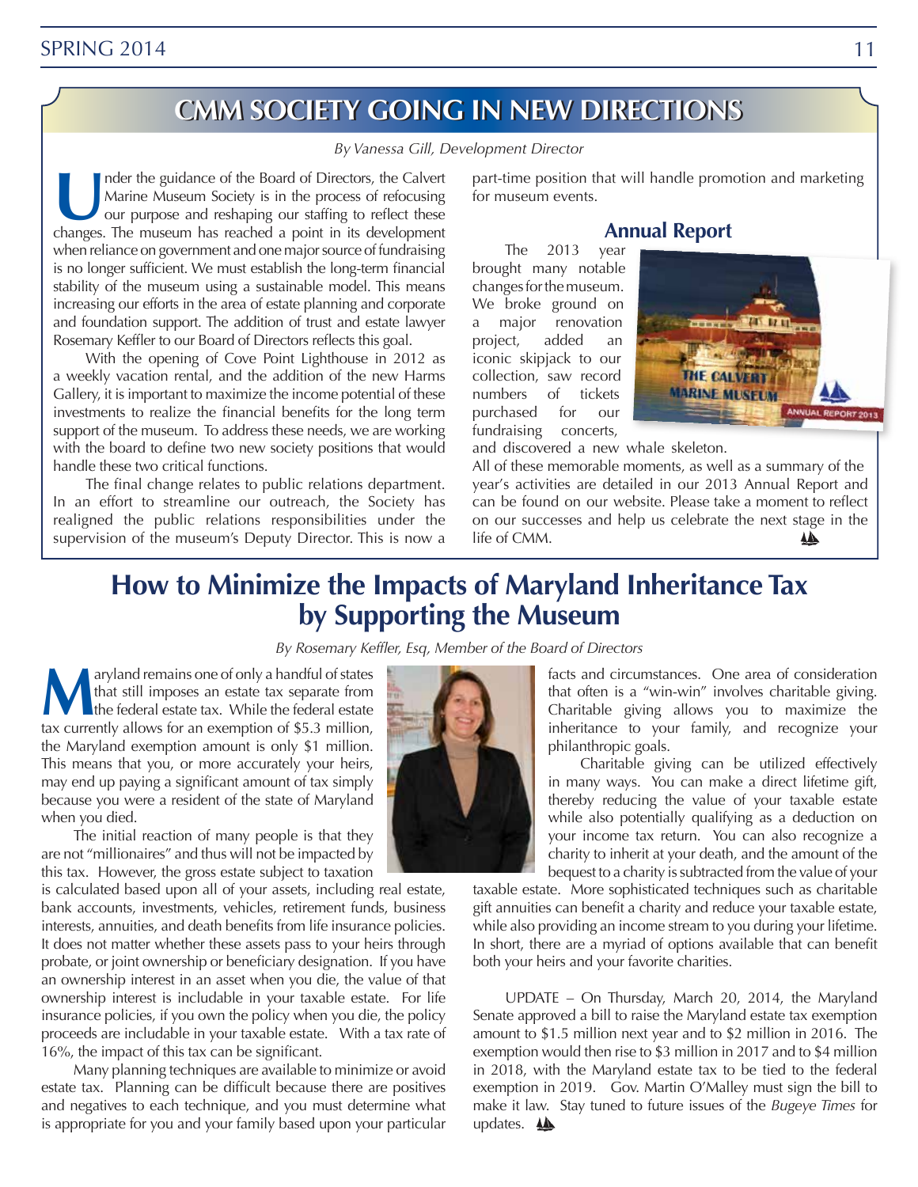## CMM SOCIETY GOING IN NEW DIRECTIONS

*By Vanessa Gill, Development Director*

Under the guidance of the Board of Directors, the Calvert Marine Museum Society is in the process of refocusing our purpose and reshaping our staffing to reflect these changes. The museum has reached a point in its development when reliance on government and one major source of fundraising is no longer sufficient. We must establish the long-term financial stability of the museum using a sustainable model. This means increasing our efforts in the area of estate planning and corporate and foundation support. The addition of trust and estate lawyer Rosemary Keffler to our Board of Directors reflects this goal.

With the opening of Cove Point Lighthouse in 2012 as a weekly vacation rental, and the addition of the new Harms Gallery, it is important to maximize the income potential of these investments to realize the financial benefits for the long term support of the museum. To address these needs, we are working with the board to define two new society positions that would handle these two critical functions.

The final change relates to public relations department. In an effort to streamline our outreach, the Society has realigned the public relations responsibilities under the supervision of the museum's Deputy Director. This is now a part-time position that will handle promotion and marketing for museum events.

### Annual Report

The 2013 year brought many notable changes for the museum. We broke ground on a major renovation project, added an iconic skipjack to our collection, saw record numbers of tickets purchased for our fundraising concerts, and discovered a new whale skeleton.

All of these memorable moments, as well as a summary of the year's activities are detailed in our 2013 Annual Report and can be found on our website. Please take a moment to reflect on our successes and help us celebrate the next stage in the life of CMM.

## How to Minimize the Impacts of Maryland Inheritance Tax by Supporting the Museum

*By Rosemary Keffler, Esq, Member of the Board of Directors*

Maryland remains one of only a handful of states that still imposes an estate tax separate from the federal estate tax. While the federal estate tax currently allows for an exemption of $5.3 million, the Maryland exemption amount is only $1 million. This means that you, or more accurately your heirs, may end up paying a significant amount of tax simply because you were a resident of the state of Maryland when you died.

The initial reaction of many people is that they are not "millionaires" and thus will not be impacted by this tax. However, the gross estate subject to taxation is calculated based upon all of your assets, including real estate, bank accounts, investments, vehicles, retirement funds, business interests, annuities, and death benefits from life insurance policies. It does not matter whether these assets pass to your heirs through probate, or joint ownership or beneficiary designation. If you have an ownership interest in an asset when you die, the value of that ownership interest is includable in your taxable estate. For life insurance policies, if you own the policy when you die, the policy proceeds are includable in your taxable estate. With a tax rate of 16%, the impact of this tax can be significant.

Many planning techniques are available to minimize or avoid estate tax. Planning can be difficult because there are positives and negatives to each technique, and you must determine what is appropriate for you and your family based upon your particular facts and circumstances. One area of consideration that often is a "win-win" involves charitable giving. Charitable giving allows you to maximize the inheritance to your family, and recognize your philanthropic goals.

Charitable giving can be utilized effectively in many ways. You can make a direct lifetime gift, thereby reducing the value of your taxable estate while also potentially qualifying as a deduction on your income tax return. You can also recognize a charity to inherit at your death, and the amount of the bequest to a charity is subtracted from the value of your taxable estate. More sophisticated techniques such as charitable gift annuities can benefit a charity and reduce your taxable estate, while also providing an income stream to you during your lifetime. In short, there are a myriad of options available that can benefit both your heirs and your favorite charities.

UPDATE – On Thursday, March 20, 2014, the Maryland Senate approved a bill to raise the Maryland estate tax exemption amount to $1.5 million next year and to $2 million in 2016. The exemption would then rise to $3 million in 2017 and to $4 million in 2018, with the Maryland estate tax to be tied to the federal exemption in 2019. Gov. Martin O'Malley must sign the bill to make it law. Stay tuned to future issues of the *Bugeye Times* for updates.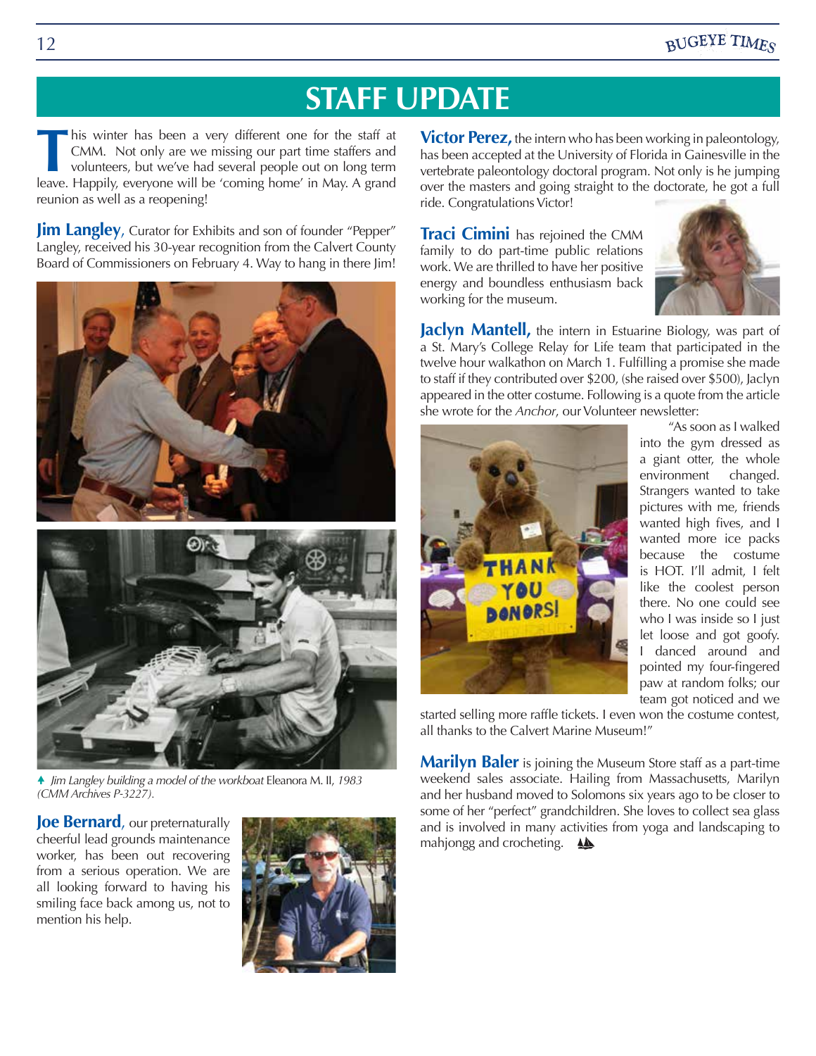# STAFF UPDATE

This winter has been a very different one for the staff at CMM. Not only are we missing our part time staffers and volunteers, but we've had several people out on long term leave. Happily, everyone will be 'coming home' in May. A grand reunion as well as a reopening!

**Jim Langley**, Curator for Exhibits and son of founder "Pepper" Langley, received his 30-year recognition from the Calvert County Board of Commissioners on February 4. Way to hang in there Jim!

*Jim Langley building a model of the workboat* Eleanora M. II, *1983 (CMM Archives P-3227).*

**Joe Bernard**, our preternaturally cheerful lead grounds maintenance worker, has been out recovering from a serious operation. We are all looking forward to having his smiling face back among us, not to mention his help.

**Victor Perez,** the intern who has been working in paleontology, has been accepted at the University of Florida in Gainesville in the vertebrate paleontology doctoral program. Not only is he jumping over the masters and going straight to the doctorate, he got a full ride. Congratulations Victor!

**Traci Cimini** has rejoined the CMM family to do part-time public relations work. We are thrilled to have her positive energy and boundless enthusiasm back working for the museum.

**Jaclyn Mantell,** the intern in Estuarine Biology, was part of a St. Mary's College Relay for Life team that participated in the twelve hour walkathon on March 1. Fulfilling a promise she made to staff if they contributed over $200, (she raised over $500), Jaclyn appeared in the otter costume. Following is a quote from the article she wrote for the *Anchor*, our Volunteer newsletter:

"As soon as I walked into the gym dressed as a giant otter, the whole environment changed. Strangers wanted to take pictures with me, friends wanted high fives, and I wanted more ice packs because the costume is HOT. I'll admit, I felt like the coolest person there. No one could see who I was inside so I just let loose and got goofy. I danced around and pointed my four-fingered paw at random folks; our team got noticed and we started selling more raffle tickets. I even won the costume contest, all thanks to the Calvert Marine Museum!"

**Marilyn Baler** is joining the Museum Store staff as a part-time weekend sales associate. Hailing from Massachusetts, Marilyn and her husband moved to Solomons six years ago to be closer to some of her "perfect" grandchildren. She loves to collect sea glass and is involved in many activities from yoga and landscaping to mahjongg and crocheting.